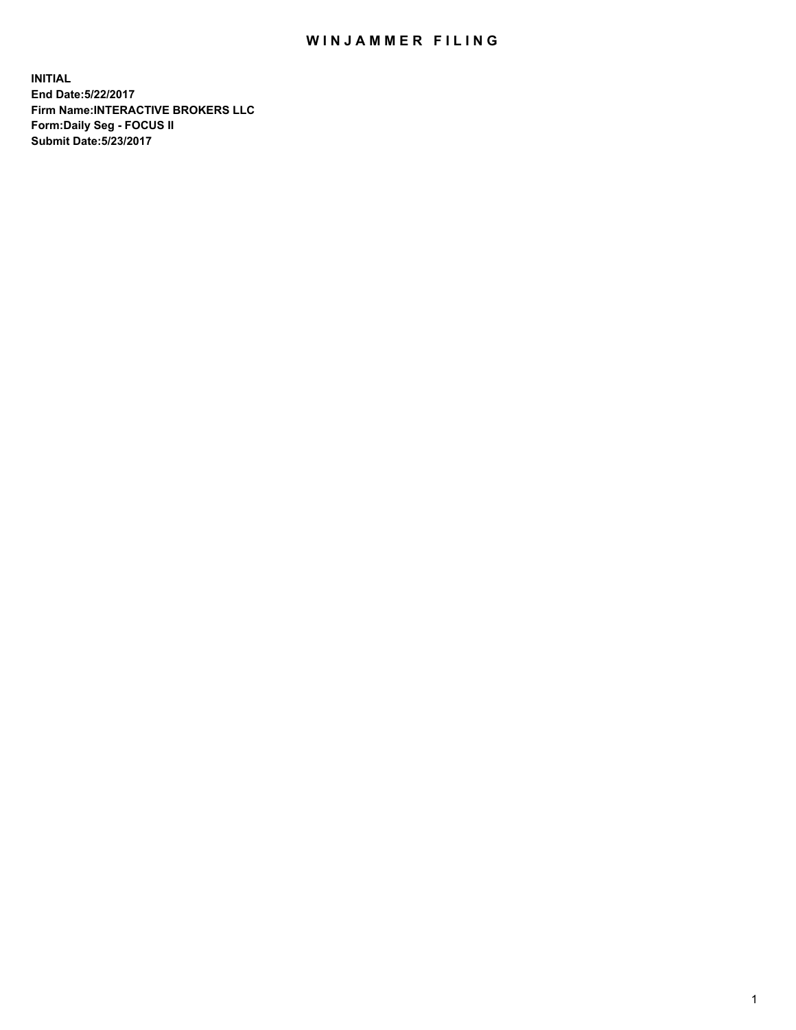# WINJAMMER FILING

**INITIAL**
**End Date:5/22/2017**
**Firm Name:INTERACTIVE BROKERS LLC**
**Form:Daily Seg - FOCUS II**
**Submit Date:5/23/2017**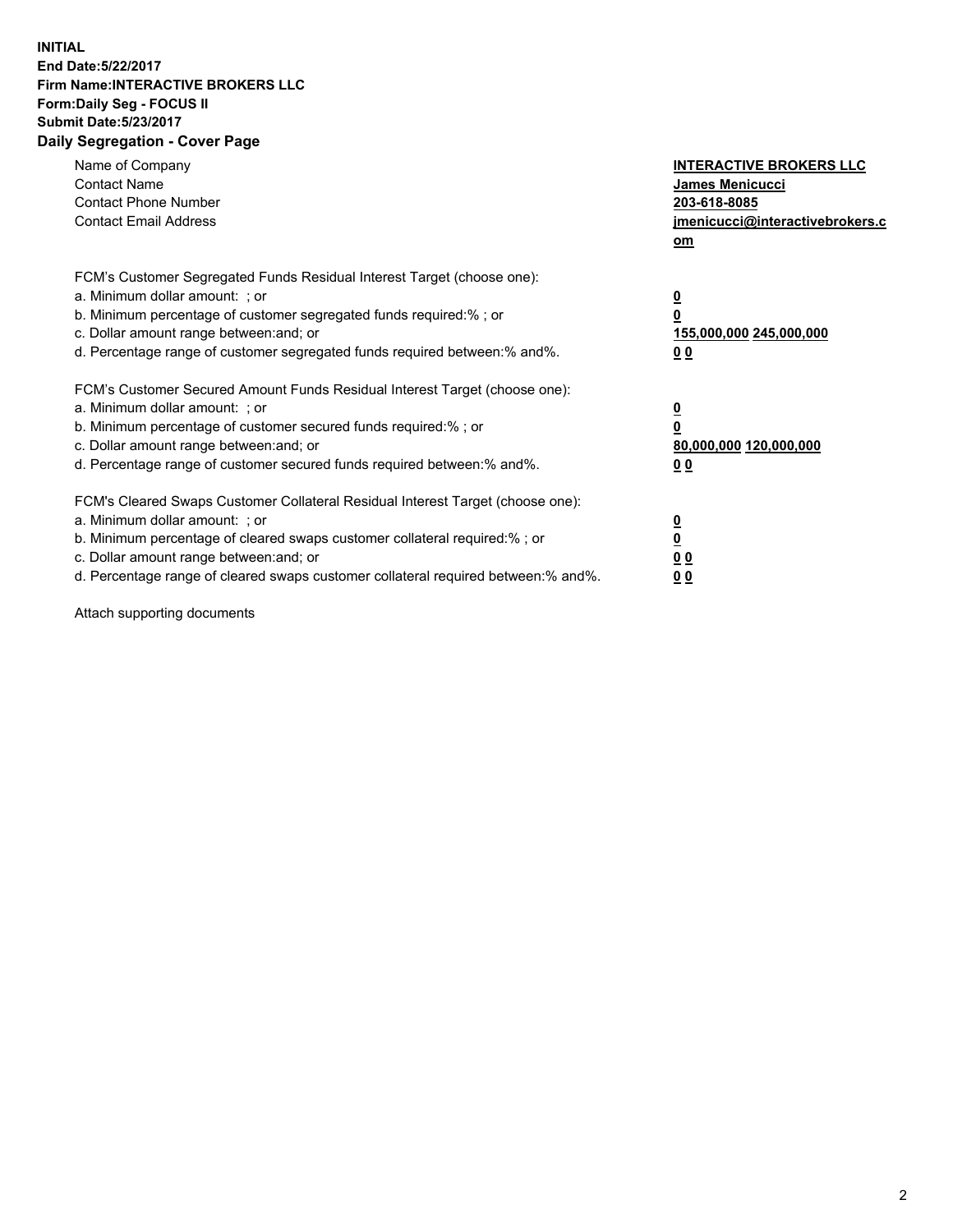**INITIAL**
**End Date:5/22/2017**
**Firm Name:INTERACTIVE BROKERS LLC**
**Form:Daily Seg - FOCUS II**
**Submit Date:5/23/2017**
**Daily Segregation - Cover Page**

| | |
|---|---|
| Name of Company | **INTERACTIVE BROKERS LLC** |
| Contact Name | **James Menicucci** |
| Contact Phone Number | **203-618-8085** |
| Contact Email Address | **jmenicucci@interactivebrokers.com** |

FCM's Customer Segregated Funds Residual Interest Target (choose one):

| | |
|---|---|
| a. Minimum dollar amount: ; or | **0** |
| b. Minimum percentage of customer segregated funds required:% ; or | **0** |
| c. Dollar amount range between:and; or | **155,000,000 245,000,000** |
| d. Percentage range of customer segregated funds required between:% and%. | **0 0** |

FCM's Customer Secured Amount Funds Residual Interest Target (choose one):

| | |
|---|---|
| a. Minimum dollar amount: ; or | **0** |
| b. Minimum percentage of customer secured funds required:% ; or | **0** |
| c. Dollar amount range between:and; or | **80,000,000 120,000,000** |
| d. Percentage range of customer secured funds required between:% and%. | **0 0** |

FCM's Cleared Swaps Customer Collateral Residual Interest Target (choose one):

| | |
|---|---|
| a. Minimum dollar amount: ; or | **0** |
| b. Minimum percentage of cleared swaps customer collateral required:% ; or | **0** |
| c. Dollar amount range between:and; or | **0 0** |
| d. Percentage range of cleared swaps customer collateral required between:% and%. | **0 0** |

Attach supporting documents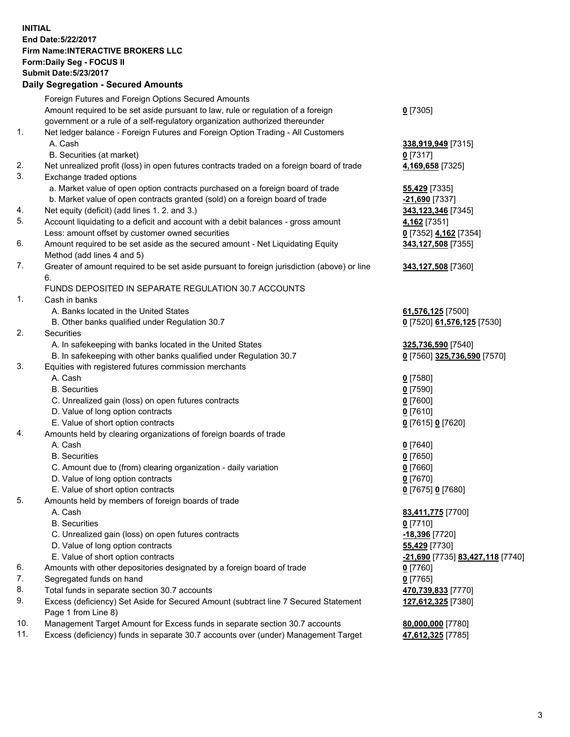**INITIAL**
**End Date:5/22/2017**
**Firm Name:INTERACTIVE BROKERS LLC**
**Form:Daily Seg - FOCUS II**
**Submit Date:5/23/2017**

**Daily Segregation - Secured Amounts**

| | | |
|---|---|---|
| | Foreign Futures and Foreign Options Secured Amounts | |
| | Amount required to be set aside pursuant to law, rule or regulation of a foreign government or a rule of a self-regulatory organization authorized thereunder | **0** [7305] |
| 1. | Net ledger balance - Foreign Futures and Foreign Option Trading - All Customers | |
| | A. Cash | **338,919,949** [7315] |
| | B. Securities (at market) | **0** [7317] |
| 2. | Net unrealized profit (loss) in open futures contracts traded on a foreign board of trade | **4,169,658** [7325] |
| 3. | Exchange traded options | |
| | a. Market value of open option contracts purchased on a foreign board of trade | **55,429** [7335] |
| | b. Market value of open contracts granted (sold) on a foreign board of trade | **-21,690** [7337] |
| 4. | Net equity (deficit) (add lines 1. 2. and 3.) | **343,123,346** [7345] |
| 5. | Account liquidating to a deficit and account with a debit balances - gross amount | **4,162** [7351] |
| | Less: amount offset by customer owned securities | **0** [7352] **4,162** [7354] |
| 6. | Amount required to be set aside as the secured amount - Net Liquidating Equity Method (add lines 4 and 5) | **343,127,508** [7355] |
| 7. | Greater of amount required to be set aside pursuant to foreign jurisdiction (above) or line 6. | **343,127,508** [7360] |
| | FUNDS DEPOSITED IN SEPARATE REGULATION 30.7 ACCOUNTS | |
| 1. | Cash in banks | |
| | A. Banks located in the United States | **61,576,125** [7500] |
| | B. Other banks qualified under Regulation 30.7 | **0** [7520] **61,576,125** [7530] |
| 2. | Securities | |
| | A. In safekeeping with banks located in the United States | **325,736,590** [7540] |
| | B. In safekeeping with other banks qualified under Regulation 30.7 | **0** [7560] **325,736,590** [7570] |
| 3. | Equities with registered futures commission merchants | |
| | A. Cash | **0** [7580] |
| | B. Securities | **0** [7590] |
| | C. Unrealized gain (loss) on open futures contracts | **0** [7600] |
| | D. Value of long option contracts | **0** [7610] |
| | E. Value of short option contracts | **0** [7615] **0** [7620] |
| 4. | Amounts held by clearing organizations of foreign boards of trade | |
| | A. Cash | **0** [7640] |
| | B. Securities | **0** [7650] |
| | C. Amount due to (from) clearing organization - daily variation | **0** [7660] |
| | D. Value of long option contracts | **0** [7670] |
| | E. Value of short option contracts | **0** [7675] **0** [7680] |
| 5. | Amounts held by members of foreign boards of trade | |
| | A. Cash | **83,411,775** [7700] |
| | B. Securities | **0** [7710] |
| | C. Unrealized gain (loss) on open futures contracts | **-18,396** [7720] |
| | D. Value of long option contracts | **55,429** [7730] |
| | E. Value of short option contracts | **-21,690** [7735] **83,427,118** [7740] |
| 6. | Amounts with other depositories designated by a foreign board of trade | **0** [7760] |
| 7. | Segregated funds on hand | **0** [7765] |
| 8. | Total funds in separate section 30.7 accounts | **470,739,833** [7770] |
| 9. | Excess (deficiency) Set Aside for Secured Amount (subtract line 7 Secured Statement Page 1 from Line 8) | **127,612,325** [7380] |
| 10. | Management Target Amount for Excess funds in separate section 30.7 accounts | **80,000,000** [7780] |
| 11. | Excess (deficiency) funds in separate 30.7 accounts over (under) Management Target | **47,612,325** [7785] |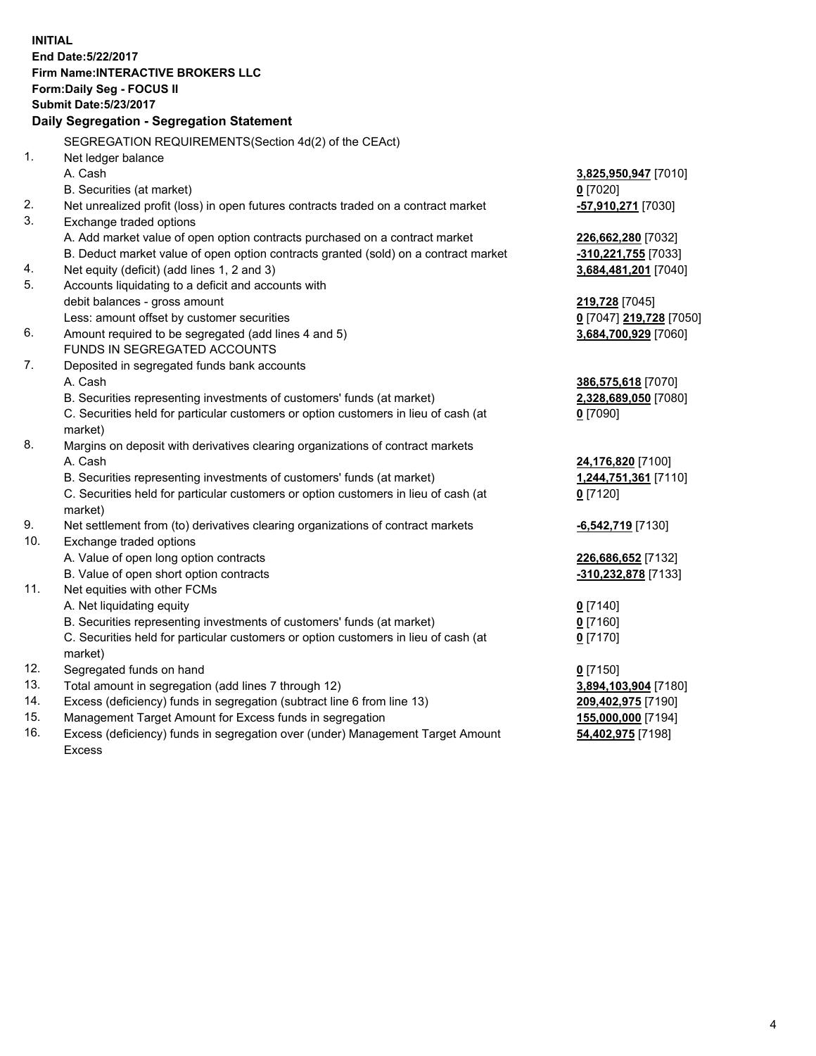**INITIAL**
**End Date:5/22/2017**
**Firm Name:INTERACTIVE BROKERS LLC**
**Form:Daily Seg - FOCUS II**
**Submit Date:5/23/2017**
**Daily Segregation - Segregation Statement**

| | | |
|---|---|---|
| | SEGREGATION REQUIREMENTS(Section 4d(2) of the CEAct) | |
| 1. | Net ledger balance | |
| | A. Cash | **3,825,950,947** [7010] |
| | B. Securities (at market) | **0** [7020] |
| 2. | Net unrealized profit (loss) in open futures contracts traded on a contract market | **-57,910,271** [7030] |
| 3. | Exchange traded options | |
| | A. Add market value of open option contracts purchased on a contract market | **226,662,280** [7032] |
| | B. Deduct market value of open option contracts granted (sold) on a contract market | **-310,221,755** [7033] |
| 4. | Net equity (deficit) (add lines 1, 2 and 3) | **3,684,481,201** [7040] |
| 5. | Accounts liquidating to a deficit and accounts with | |
| | debit balances - gross amount | **219,728** [7045] |
| | Less: amount offset by customer securities | **0** [7047] **219,728** [7050] |
| 6. | Amount required to be segregated (add lines 4 and 5) | **3,684,700,929** [7060] |
| | FUNDS IN SEGREGATED ACCOUNTS | |
| 7. | Deposited in segregated funds bank accounts | |
| | A. Cash | **386,575,618** [7070] |
| | B. Securities representing investments of customers' funds (at market) | **2,328,689,050** [7080] |
| | C. Securities held for particular customers or option customers in lieu of cash (at market) | **0** [7090] |
| 8. | Margins on deposit with derivatives clearing organizations of contract markets | |
| | A. Cash | **24,176,820** [7100] |
| | B. Securities representing investments of customers' funds (at market) | **1,244,751,361** [7110] |
| | C. Securities held for particular customers or option customers in lieu of cash (at market) | **0** [7120] |
| 9. | Net settlement from (to) derivatives clearing organizations of contract markets | **-6,542,719** [7130] |
| 10. | Exchange traded options | |
| | A. Value of open long option contracts | **226,686,652** [7132] |
| | B. Value of open short option contracts | **-310,232,878** [7133] |
| 11. | Net equities with other FCMs | |
| | A. Net liquidating equity | **0** [7140] |
| | B. Securities representing investments of customers' funds (at market) | **0** [7160] |
| | C. Securities held for particular customers or option customers in lieu of cash (at market) | **0** [7170] |
| 12. | Segregated funds on hand | **0** [7150] |
| 13. | Total amount in segregation (add lines 7 through 12) | **3,894,103,904** [7180] |
| 14. | Excess (deficiency) funds in segregation (subtract line 6 from line 13) | **209,402,975** [7190] |
| 15. | Management Target Amount for Excess funds in segregation | **155,000,000** [7194] |
| 16. | Excess (deficiency) funds in segregation over (under) Management Target Amount Excess | **54,402,975** [7198] |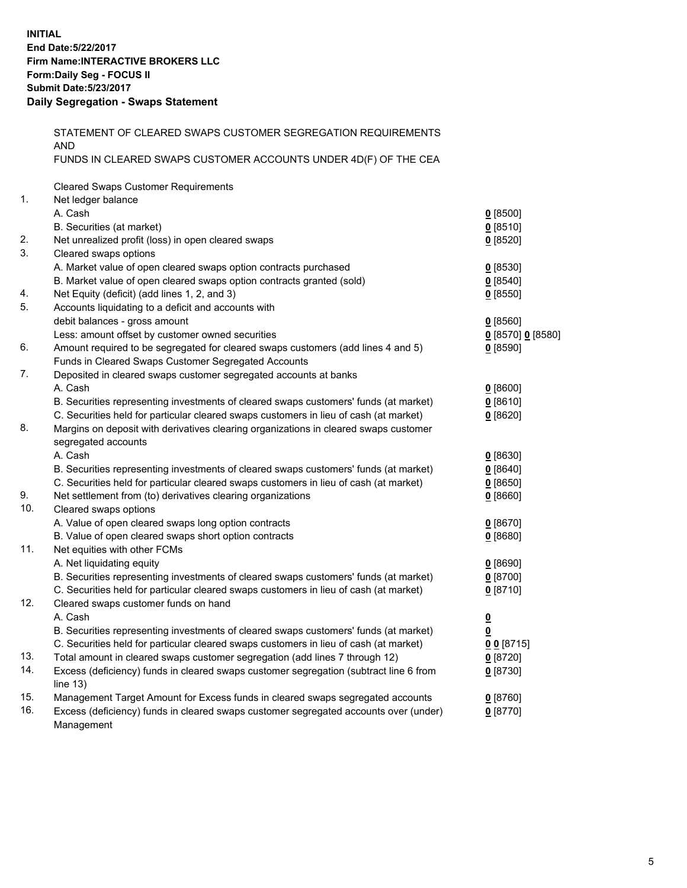**INITIAL**
**End Date:5/22/2017**
**Firm Name:INTERACTIVE BROKERS LLC**
**Form:Daily Seg - FOCUS II**
**Submit Date:5/23/2017**
**Daily Segregation - Swaps Statement**

STATEMENT OF CLEARED SWAPS CUSTOMER SEGREGATION REQUIREMENTS AND FUNDS IN CLEARED SWAPS CUSTOMER ACCOUNTS UNDER 4D(F) OF THE CEA

| | | |
|---|---|---|
| | Cleared Swaps Customer Requirements | |
| 1. | Net ledger balance | |
| | A. Cash | 0 [8500] |
| | B. Securities (at market) | 0 [8510] |
| 2. | Net unrealized profit (loss) in open cleared swaps | 0 [8520] |
| 3. | Cleared swaps options | |
| | A. Market value of open cleared swaps option contracts purchased | 0 [8530] |
| | B. Market value of open cleared swaps option contracts granted (sold) | 0 [8540] |
| 4. | Net Equity (deficit) (add lines 1, 2, and 3) | 0 [8550] |
| 5. | Accounts liquidating to a deficit and accounts with | |
| | debit balances - gross amount | 0 [8560] |
| | Less: amount offset by customer owned securities | 0 [8570] 0 [8580] |
| 6. | Amount required to be segregated for cleared swaps customers (add lines 4 and 5) | 0 [8590] |
| | Funds in Cleared Swaps Customer Segregated Accounts | |
| 7. | Deposited in cleared swaps customer segregated accounts at banks | |
| | A. Cash | 0 [8600] |
| | B. Securities representing investments of cleared swaps customers' funds (at market) | 0 [8610] |
| | C. Securities held for particular cleared swaps customers in lieu of cash (at market) | 0 [8620] |
| 8. | Margins on deposit with derivatives clearing organizations in cleared swaps customer segregated accounts | |
| | A. Cash | 0 [8630] |
| | B. Securities representing investments of cleared swaps customers' funds (at market) | 0 [8640] |
| | C. Securities held for particular cleared swaps customers in lieu of cash (at market) | 0 [8650] |
| 9. | Net settlement from (to) derivatives clearing organizations | 0 [8660] |
| 10. | Cleared swaps options | |
| | A. Value of open cleared swaps long option contracts | 0 [8670] |
| | B. Value of open cleared swaps short option contracts | 0 [8680] |
| 11. | Net equities with other FCMs | |
| | A. Net liquidating equity | 0 [8690] |
| | B. Securities representing investments of cleared swaps customers' funds (at market) | 0 [8700] |
| | C. Securities held for particular cleared swaps customers in lieu of cash (at market) | 0 [8710] |
| 12. | Cleared swaps customer funds on hand | |
| | A. Cash | 0 |
| | B. Securities representing investments of cleared swaps customers' funds (at market) | 0 |
| | C. Securities held for particular cleared swaps customers in lieu of cash (at market) | 0 0 [8715] |
| 13. | Total amount in cleared swaps customer segregation (add lines 7 through 12) | 0 [8720] |
| 14. | Excess (deficiency) funds in cleared swaps customer segregation (subtract line 6 from line 13) | 0 [8730] |
| 15. | Management Target Amount for Excess funds in cleared swaps segregated accounts | 0 [8760] |
| 16. | Excess (deficiency) funds in cleared swaps customer segregated accounts over (under) Management | 0 [8770] |